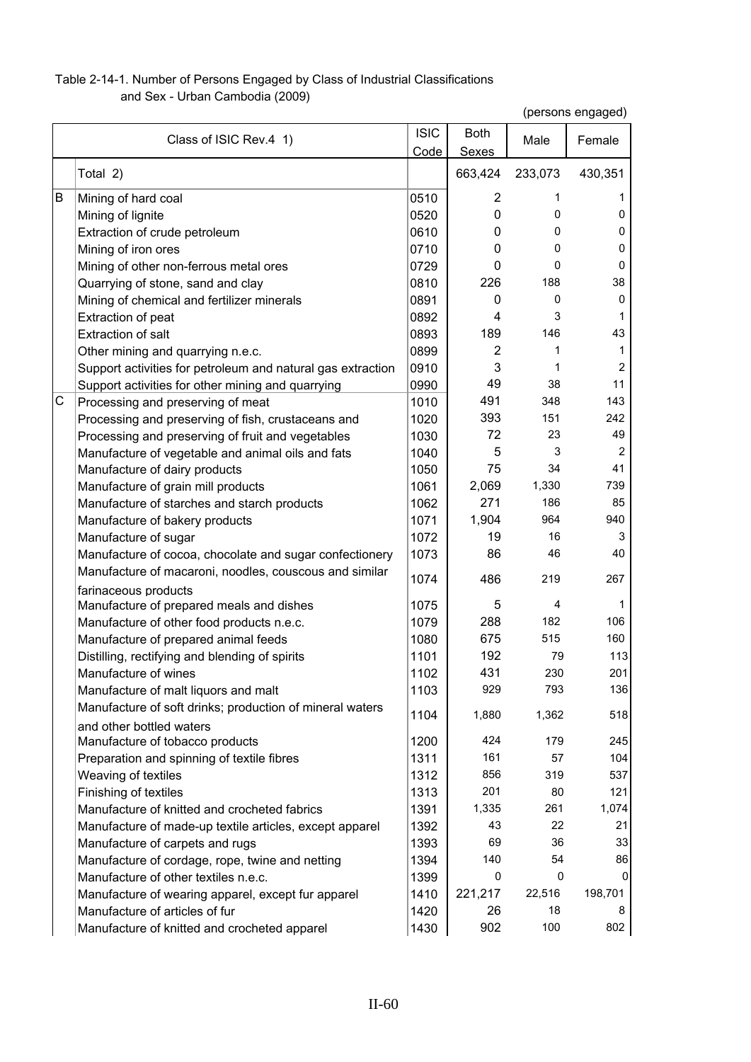Table 2-14-1. Number of Persons Engaged by Class of Industrial Classifications and Sex - Urban Cambodia (2009)

(persons engaged)

| | Class of ISIC Rev.4 1) | ISIC Code | Both Sexes | Male | Female |
|---|---|---|---|---|---|
| | Total 2) | | 663,424 | 233,073 | 430,351 |
| B | Mining of hard coal | 0510 | 2 | 1 | 1 |
| | Mining of lignite | 0520 | 0 | 0 | 0 |
| | Extraction of crude petroleum | 0610 | 0 | 0 | 0 |
| | Mining of iron ores | 0710 | 0 | 0 | 0 |
| | Mining of other non-ferrous metal ores | 0729 | 0 | 0 | 0 |
| | Quarrying of stone, sand and clay | 0810 | 226 | 188 | 38 |
| | Mining of chemical and fertilizer minerals | 0891 | 0 | 0 | 0 |
| | Extraction of peat | 0892 | 4 | 3 | 1 |
| | Extraction of salt | 0893 | 189 | 146 | 43 |
| | Other mining and quarrying n.e.c. | 0899 | 2 | 1 | 1 |
| | Support activities for petroleum and natural gas extraction | 0910 | 3 | 1 | 2 |
| | Support activities for other mining and quarrying | 0990 | 49 | 38 | 11 |
| C | Processing and preserving of meat | 1010 | 491 | 348 | 143 |
| | Processing and preserving of fish, crustaceans and | 1020 | 393 | 151 | 242 |
| | Processing and preserving of fruit and vegetables | 1030 | 72 | 23 | 49 |
| | Manufacture of vegetable and animal oils and fats | 1040 | 5 | 3 | 2 |
| | Manufacture of dairy products | 1050 | 75 | 34 | 41 |
| | Manufacture of grain mill products | 1061 | 2,069 | 1,330 | 739 |
| | Manufacture of starches and starch products | 1062 | 271 | 186 | 85 |
| | Manufacture of bakery products | 1071 | 1,904 | 964 | 940 |
| | Manufacture of sugar | 1072 | 19 | 16 | 3 |
| | Manufacture of cocoa, chocolate and sugar confectionery | 1073 | 86 | 46 | 40 |
| | Manufacture of macaroni, noodles, couscous and similar farinaceous products | 1074 | 486 | 219 | 267 |
| | Manufacture of prepared meals and dishes | 1075 | 5 | 4 | 1 |
| | Manufacture of other food products n.e.c. | 1079 | 288 | 182 | 106 |
| | Manufacture of prepared animal feeds | 1080 | 675 | 515 | 160 |
| | Distilling, rectifying and blending of spirits | 1101 | 192 | 79 | 113 |
| | Manufacture of wines | 1102 | 431 | 230 | 201 |
| | Manufacture of malt liquors and malt | 1103 | 929 | 793 | 136 |
| | Manufacture of soft drinks; production of mineral waters and other bottled waters | 1104 | 1,880 | 1,362 | 518 |
| | Manufacture of tobacco products | 1200 | 424 | 179 | 245 |
| | Preparation and spinning of textile fibres | 1311 | 161 | 57 | 104 |
| | Weaving of textiles | 1312 | 856 | 319 | 537 |
| | Finishing of textiles | 1313 | 201 | 80 | 121 |
| | Manufacture of knitted and crocheted fabrics | 1391 | 1,335 | 261 | 1,074 |
| | Manufacture of made-up textile articles, except apparel | 1392 | 43 | 22 | 21 |
| | Manufacture of carpets and rugs | 1393 | 69 | 36 | 33 |
| | Manufacture of cordage, rope, twine and netting | 1394 | 140 | 54 | 86 |
| | Manufacture of other textiles n.e.c. | 1399 | 0 | 0 | 0 |
| | Manufacture of wearing apparel, except fur apparel | 1410 | 221,217 | 22,516 | 198,701 |
| | Manufacture of articles of fur | 1420 | 26 | 18 | 8 |
| | Manufacture of knitted and crocheted apparel | 1430 | 902 | 100 | 802 |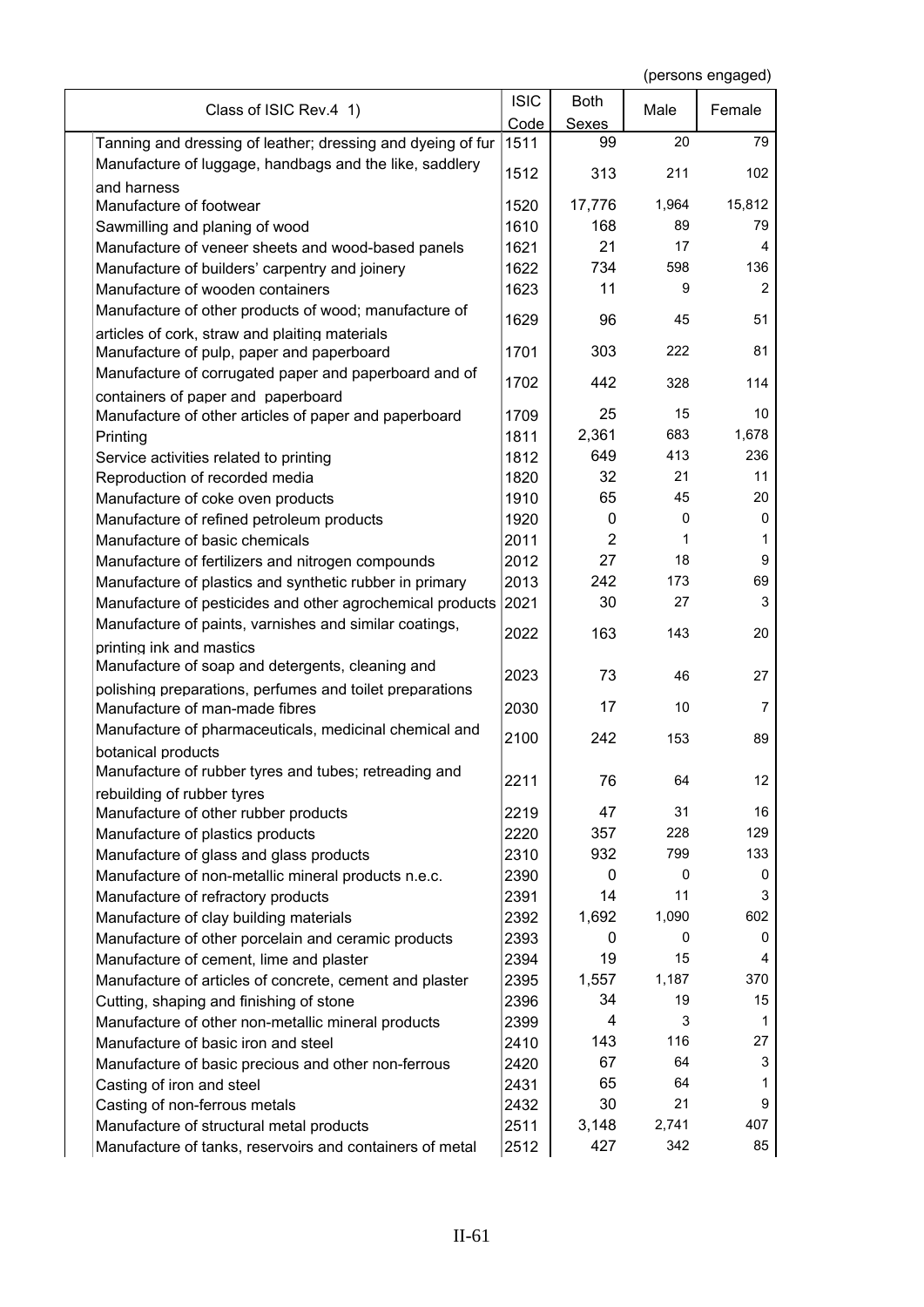(persons engaged)

| Class of ISIC Rev.4 1) | ISIC Code | Both Sexes | Male | Female |
|---|---|---|---|---|
| Tanning and dressing of leather; dressing and dyeing of fur | 1511 | 99 | 20 | 79 |
| Manufacture of luggage, handbags and the like, saddlery and harness | 1512 | 313 | 211 | 102 |
| Manufacture of footwear | 1520 | 17,776 | 1,964 | 15,812 |
| Sawmilling and planing of wood | 1610 | 168 | 89 | 79 |
| Manufacture of veneer sheets and wood-based panels | 1621 | 21 | 17 | 4 |
| Manufacture of builders' carpentry and joinery | 1622 | 734 | 598 | 136 |
| Manufacture of wooden containers | 1623 | 11 | 9 | 2 |
| Manufacture of other products of wood; manufacture of articles of cork, straw and plaiting materials | 1629 | 96 | 45 | 51 |
| Manufacture of pulp, paper and paperboard | 1701 | 303 | 222 | 81 |
| Manufacture of corrugated paper and paperboard and of containers of paper and paperboard | 1702 | 442 | 328 | 114 |
| Manufacture of other articles of paper and paperboard | 1709 | 25 | 15 | 10 |
| Printing | 1811 | 2,361 | 683 | 1,678 |
| Service activities related to printing | 1812 | 649 | 413 | 236 |
| Reproduction of recorded media | 1820 | 32 | 21 | 11 |
| Manufacture of coke oven products | 1910 | 65 | 45 | 20 |
| Manufacture of refined petroleum products | 1920 | 0 | 0 | 0 |
| Manufacture of basic chemicals | 2011 | 2 | 1 | 1 |
| Manufacture of fertilizers and nitrogen compounds | 2012 | 27 | 18 | 9 |
| Manufacture of plastics and synthetic rubber in primary | 2013 | 242 | 173 | 69 |
| Manufacture of pesticides and other agrochemical products | 2021 | 30 | 27 | 3 |
| Manufacture of paints, varnishes and similar coatings, printing ink and mastics | 2022 | 163 | 143 | 20 |
| Manufacture of soap and detergents, cleaning and polishing preparations, perfumes and toilet preparations | 2023 | 73 | 46 | 27 |
| Manufacture of man-made fibres | 2030 | 17 | 10 | 7 |
| Manufacture of pharmaceuticals, medicinal chemical and botanical products | 2100 | 242 | 153 | 89 |
| Manufacture of rubber tyres and tubes; retreading and rebuilding of rubber tyres | 2211 | 76 | 64 | 12 |
| Manufacture of other rubber products | 2219 | 47 | 31 | 16 |
| Manufacture of plastics products | 2220 | 357 | 228 | 129 |
| Manufacture of glass and glass products | 2310 | 932 | 799 | 133 |
| Manufacture of non-metallic mineral products n.e.c. | 2390 | 0 | 0 | 0 |
| Manufacture of refractory products | 2391 | 14 | 11 | 3 |
| Manufacture of clay building materials | 2392 | 1,692 | 1,090 | 602 |
| Manufacture of other porcelain and ceramic products | 2393 | 0 | 0 | 0 |
| Manufacture of cement, lime and plaster | 2394 | 19 | 15 | 4 |
| Manufacture of articles of concrete, cement and plaster | 2395 | 1,557 | 1,187 | 370 |
| Cutting, shaping and finishing of stone | 2396 | 34 | 19 | 15 |
| Manufacture of other non-metallic mineral products | 2399 | 4 | 3 | 1 |
| Manufacture of basic iron and steel | 2410 | 143 | 116 | 27 |
| Manufacture of basic precious and other non-ferrous | 2420 | 67 | 64 | 3 |
| Casting of iron and steel | 2431 | 65 | 64 | 1 |
| Casting of non-ferrous metals | 2432 | 30 | 21 | 9 |
| Manufacture of structural metal products | 2511 | 3,148 | 2,741 | 407 |
| Manufacture of tanks, reservoirs and containers of metal | 2512 | 427 | 342 | 85 |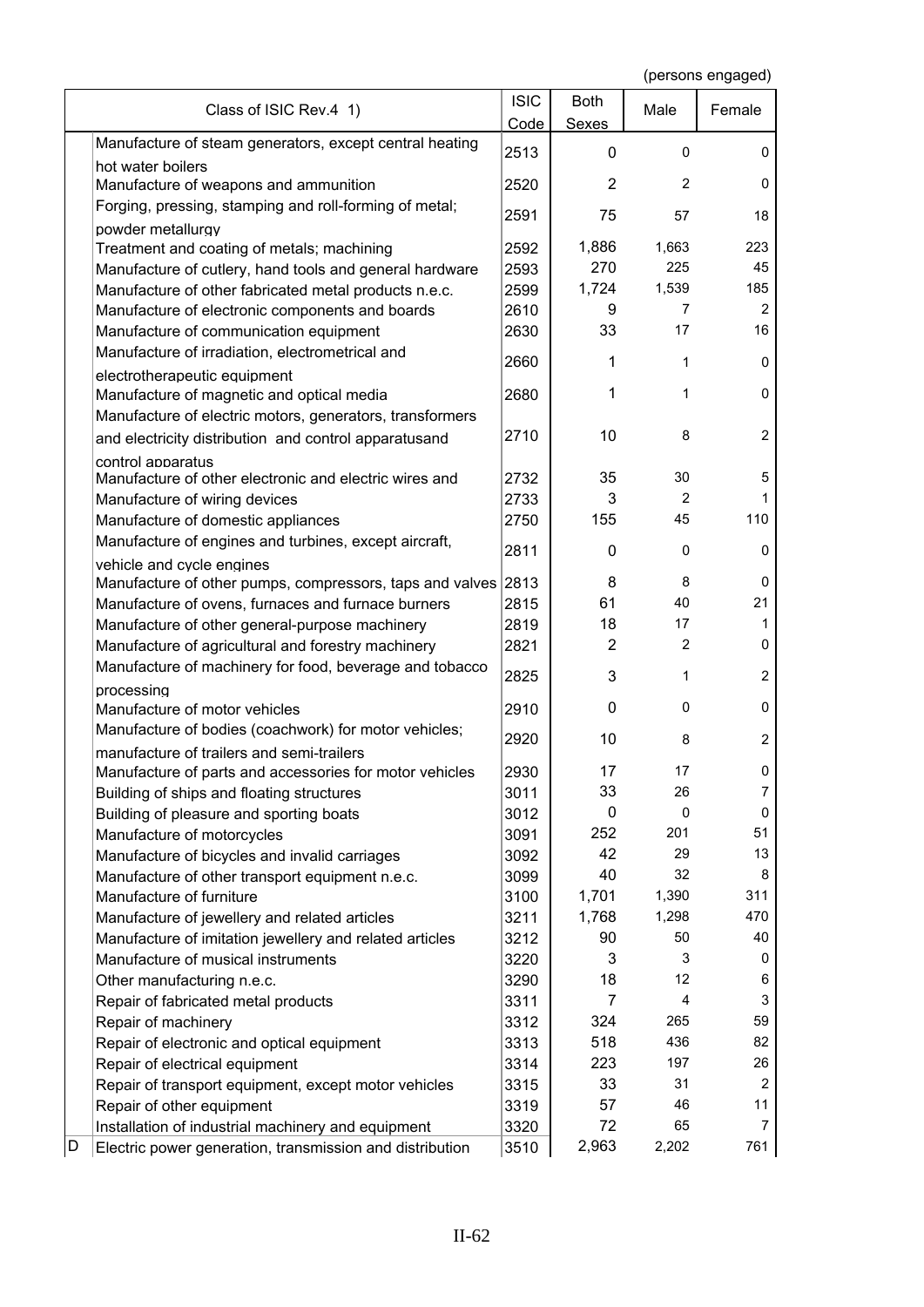(persons engaged)

| | Class of ISIC Rev.4 1) | ISIC Code | Both Sexes | Male | Female |
|---|---|---|---|---|---|
| | Manufacture of steam generators, except central heating hot water boilers | 2513 | 0 | 0 | 0 |
| | Manufacture of weapons and ammunition | 2520 | 2 | 2 | 0 |
| | Forging, pressing, stamping and roll-forming of metal; powder metallurgy | 2591 | 75 | 57 | 18 |
| | Treatment and coating of metals; machining | 2592 | 1,886 | 1,663 | 223 |
| | Manufacture of cutlery, hand tools and general hardware | 2593 | 270 | 225 | 45 |
| | Manufacture of other fabricated metal products n.e.c. | 2599 | 1,724 | 1,539 | 185 |
| | Manufacture of electronic components and boards | 2610 | 9 | 7 | 2 |
| | Manufacture of communication equipment | 2630 | 33 | 17 | 16 |
| | Manufacture of irradiation, electrometrical and electrotherapeutic equipment | 2660 | 1 | 1 | 0 |
| | Manufacture of magnetic and optical media | 2680 | 1 | 1 | 0 |
| | Manufacture of electric motors, generators, transformers and electricity distribution and control apparatusand control apparatus | 2710 | 10 | 8 | 2 |
| | Manufacture of other electronic and electric wires and | 2732 | 35 | 30 | 5 |
| | Manufacture of wiring devices | 2733 | 3 | 2 | 1 |
| | Manufacture of domestic appliances | 2750 | 155 | 45 | 110 |
| | Manufacture of engines and turbines, except aircraft, vehicle and cycle engines | 2811 | 0 | 0 | 0 |
| | Manufacture of other pumps, compressors, taps and valves | 2813 | 8 | 8 | 0 |
| | Manufacture of ovens, furnaces and furnace burners | 2815 | 61 | 40 | 21 |
| | Manufacture of other general-purpose machinery | 2819 | 18 | 17 | 1 |
| | Manufacture of agricultural and forestry machinery | 2821 | 2 | 2 | 0 |
| | Manufacture of machinery for food, beverage and tobacco processing | 2825 | 3 | 1 | 2 |
| | Manufacture of motor vehicles | 2910 | 0 | 0 | 0 |
| | Manufacture of bodies (coachwork) for motor vehicles; manufacture of trailers and semi-trailers | 2920 | 10 | 8 | 2 |
| | Manufacture of parts and accessories for motor vehicles | 2930 | 17 | 17 | 0 |
| | Building of ships and floating structures | 3011 | 33 | 26 | 7 |
| | Building of pleasure and sporting boats | 3012 | 0 | 0 | 0 |
| | Manufacture of motorcycles | 3091 | 252 | 201 | 51 |
| | Manufacture of bicycles and invalid carriages | 3092 | 42 | 29 | 13 |
| | Manufacture of other transport equipment n.e.c. | 3099 | 40 | 32 | 8 |
| | Manufacture of furniture | 3100 | 1,701 | 1,390 | 311 |
| | Manufacture of jewellery and related articles | 3211 | 1,768 | 1,298 | 470 |
| | Manufacture of imitation jewellery and related articles | 3212 | 90 | 50 | 40 |
| | Manufacture of musical instruments | 3220 | 3 | 3 | 0 |
| | Other manufacturing n.e.c. | 3290 | 18 | 12 | 6 |
| | Repair of fabricated metal products | 3311 | 7 | 4 | 3 |
| | Repair of machinery | 3312 | 324 | 265 | 59 |
| | Repair of electronic and optical equipment | 3313 | 518 | 436 | 82 |
| | Repair of electrical equipment | 3314 | 223 | 197 | 26 |
| | Repair of transport equipment, except motor vehicles | 3315 | 33 | 31 | 2 |
| | Repair of other equipment | 3319 | 57 | 46 | 11 |
| | Installation of industrial machinery and equipment | 3320 | 72 | 65 | 7 |
| D | Electric power generation, transmission and distribution | 3510 | 2,963 | 2,202 | 761 |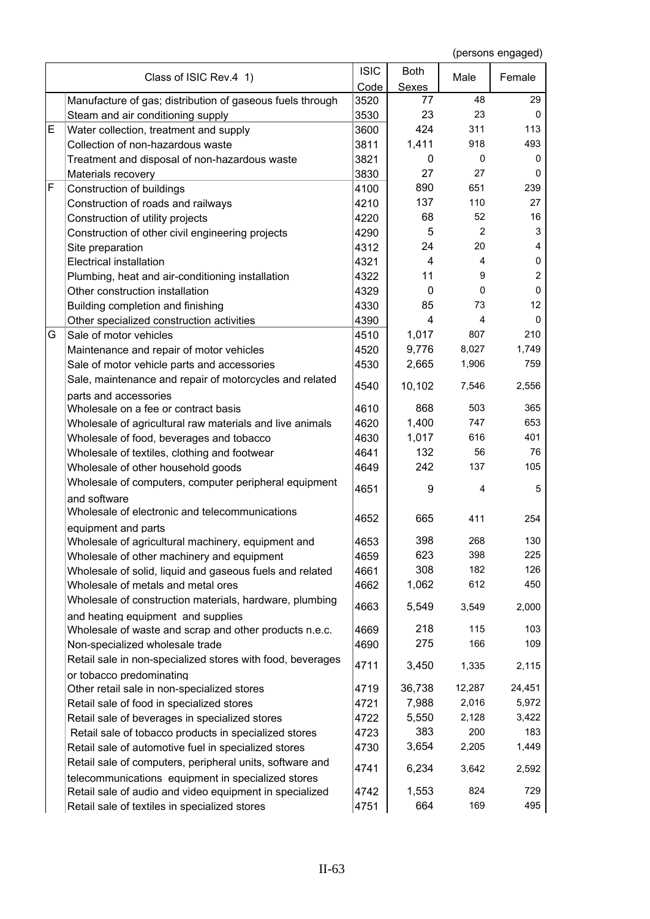(persons engaged)

| | Class of ISIC Rev.4 1) | ISIC Code | Both Sexes | Male | Female |
|---|---|---|---|---|---|
| | Manufacture of gas; distribution of gaseous fuels through | 3520 | 77 | 48 | 29 |
| | Steam and air conditioning supply | 3530 | 23 | 23 | 0 |
| E | Water collection, treatment and supply | 3600 | 424 | 311 | 113 |
| | Collection of non-hazardous waste | 3811 | 1,411 | 918 | 493 |
| | Treatment and disposal of non-hazardous waste | 3821 | 0 | 0 | 0 |
| | Materials recovery | 3830 | 27 | 27 | 0 |
| F | Construction of buildings | 4100 | 890 | 651 | 239 |
| | Construction of roads and railways | 4210 | 137 | 110 | 27 |
| | Construction of utility projects | 4220 | 68 | 52 | 16 |
| | Construction of other civil engineering projects | 4290 | 5 | 2 | 3 |
| | Site preparation | 4312 | 24 | 20 | 4 |
| | Electrical installation | 4321 | 4 | 4 | 0 |
| | Plumbing, heat and air-conditioning installation | 4322 | 11 | 9 | 2 |
| | Other construction installation | 4329 | 0 | 0 | 0 |
| | Building completion and finishing | 4330 | 85 | 73 | 12 |
| | Other specialized construction activities | 4390 | 4 | 4 | 0 |
| G | Sale of motor vehicles | 4510 | 1,017 | 807 | 210 |
| | Maintenance and repair of motor vehicles | 4520 | 9,776 | 8,027 | 1,749 |
| | Sale of motor vehicle parts and accessories | 4530 | 2,665 | 1,906 | 759 |
| | Sale, maintenance and repair of motorcycles and related parts and accessories | 4540 | 10,102 | 7,546 | 2,556 |
| | Wholesale on a fee or contract basis | 4610 | 868 | 503 | 365 |
| | Wholesale of agricultural raw materials and live animals | 4620 | 1,400 | 747 | 653 |
| | Wholesale of food, beverages and tobacco | 4630 | 1,017 | 616 | 401 |
| | Wholesale of textiles, clothing and footwear | 4641 | 132 | 56 | 76 |
| | Wholesale of other household goods | 4649 | 242 | 137 | 105 |
| | Wholesale of computers, computer peripheral equipment and software | 4651 | 9 | 4 | 5 |
| | Wholesale of electronic and telecommunications equipment and parts | 4652 | 665 | 411 | 254 |
| | Wholesale of agricultural machinery, equipment and | 4653 | 398 | 268 | 130 |
| | Wholesale of other machinery and equipment | 4659 | 623 | 398 | 225 |
| | Wholesale of solid, liquid and gaseous fuels and related | 4661 | 308 | 182 | 126 |
| | Wholesale of metals and metal ores | 4662 | 1,062 | 612 | 450 |
| | Wholesale of construction materials, hardware, plumbing and heating equipment and supplies | 4663 | 5,549 | 3,549 | 2,000 |
| | Wholesale of waste and scrap and other products n.e.c. | 4669 | 218 | 115 | 103 |
| | Non-specialized wholesale trade | 4690 | 275 | 166 | 109 |
| | Retail sale in non-specialized stores with food, beverages or tobacco predominating | 4711 | 3,450 | 1,335 | 2,115 |
| | Other retail sale in non-specialized stores | 4719 | 36,738 | 12,287 | 24,451 |
| | Retail sale of food in specialized stores | 4721 | 7,988 | 2,016 | 5,972 |
| | Retail sale of beverages in specialized stores | 4722 | 5,550 | 2,128 | 3,422 |
| | Retail sale of tobacco products in specialized stores | 4723 | 383 | 200 | 183 |
| | Retail sale of automotive fuel in specialized stores | 4730 | 3,654 | 2,205 | 1,449 |
| | Retail sale of computers, peripheral units, software and telecommunications equipment in specialized stores | 4741 | 6,234 | 3,642 | 2,592 |
| | Retail sale of audio and video equipment in specialized | 4742 | 1,553 | 824 | 729 |
| | Retail sale of textiles in specialized stores | 4751 | 664 | 169 | 495 |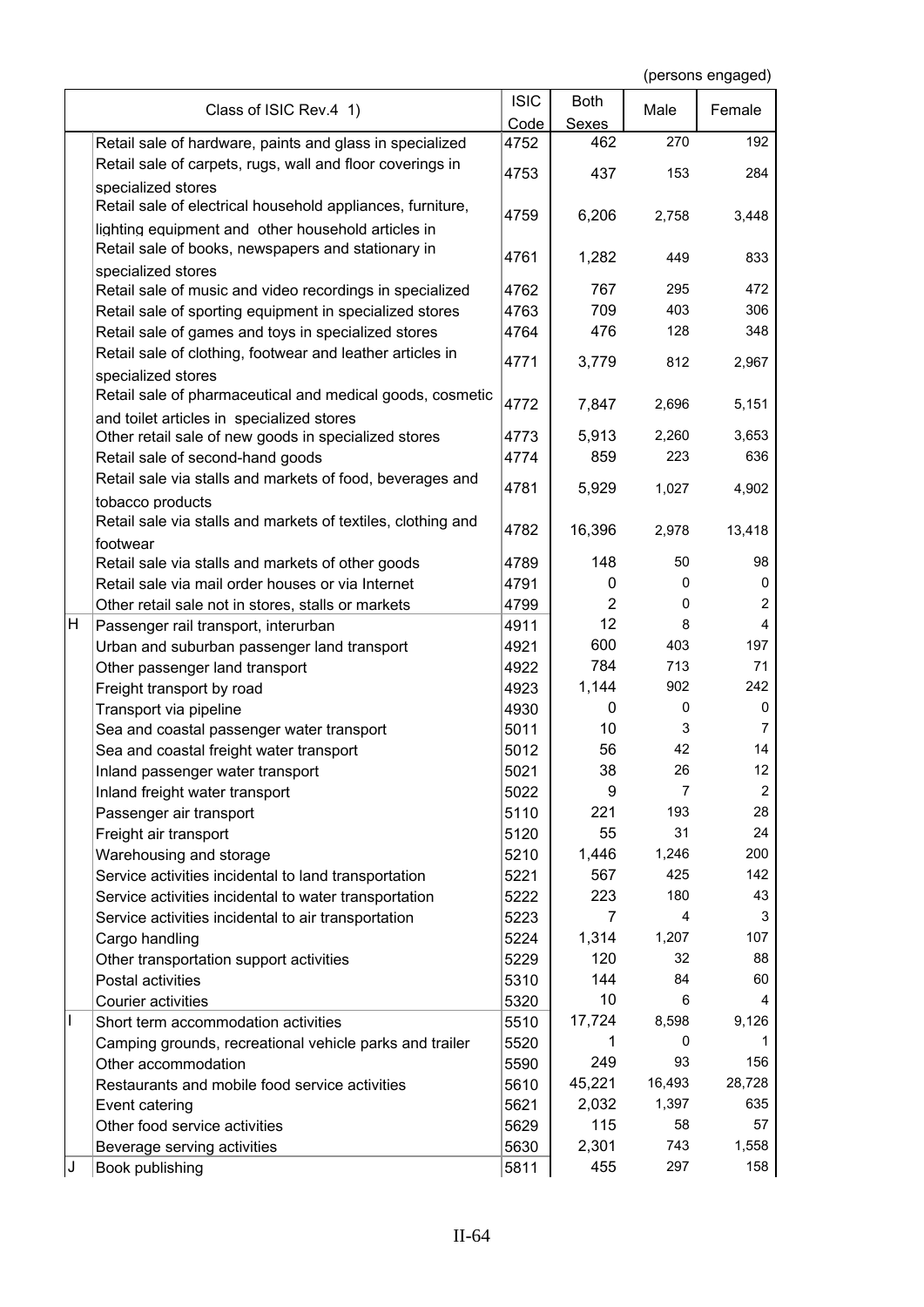(persons engaged)

| | Class of ISIC Rev.4 1) | ISIC Code | Both Sexes | Male | Female |
|---|---|---|---|---|---|
| | Retail sale of hardware, paints and glass in specialized | 4752 | 462 | 270 | 192 |
| | Retail sale of carpets, rugs, wall and floor coverings in specialized stores | 4753 | 437 | 153 | 284 |
| | Retail sale of electrical household appliances, furniture, lighting equipment and other household articles in | 4759 | 6,206 | 2,758 | 3,448 |
| | Retail sale of books, newspapers and stationary in specialized stores | 4761 | 1,282 | 449 | 833 |
| | Retail sale of music and video recordings in specialized | 4762 | 767 | 295 | 472 |
| | Retail sale of sporting equipment in specialized stores | 4763 | 709 | 403 | 306 |
| | Retail sale of games and toys in specialized stores | 4764 | 476 | 128 | 348 |
| | Retail sale of clothing, footwear and leather articles in specialized stores | 4771 | 3,779 | 812 | 2,967 |
| | Retail sale of pharmaceutical and medical goods, cosmetic and toilet articles in specialized stores | 4772 | 7,847 | 2,696 | 5,151 |
| | Other retail sale of new goods in specialized stores | 4773 | 5,913 | 2,260 | 3,653 |
| | Retail sale of second-hand goods | 4774 | 859 | 223 | 636 |
| | Retail sale via stalls and markets of food, beverages and tobacco products | 4781 | 5,929 | 1,027 | 4,902 |
| | Retail sale via stalls and markets of textiles, clothing and footwear | 4782 | 16,396 | 2,978 | 13,418 |
| | Retail sale via stalls and markets of other goods | 4789 | 148 | 50 | 98 |
| | Retail sale via mail order houses or via Internet | 4791 | 0 | 0 | 0 |
| | Other retail sale not in stores, stalls or markets | 4799 | 2 | 0 | 2 |
| H | Passenger rail transport, interurban | 4911 | 12 | 8 | 4 |
| | Urban and suburban passenger land transport | 4921 | 600 | 403 | 197 |
| | Other passenger land transport | 4922 | 784 | 713 | 71 |
| | Freight transport by road | 4923 | 1,144 | 902 | 242 |
| | Transport via pipeline | 4930 | 0 | 0 | 0 |
| | Sea and coastal passenger water transport | 5011 | 10 | 3 | 7 |
| | Sea and coastal freight water transport | 5012 | 56 | 42 | 14 |
| | Inland passenger water transport | 5021 | 38 | 26 | 12 |
| | Inland freight water transport | 5022 | 9 | 7 | 2 |
| | Passenger air transport | 5110 | 221 | 193 | 28 |
| | Freight air transport | 5120 | 55 | 31 | 24 |
| | Warehousing and storage | 5210 | 1,446 | 1,246 | 200 |
| | Service activities incidental to land transportation | 5221 | 567 | 425 | 142 |
| | Service activities incidental to water transportation | 5222 | 223 | 180 | 43 |
| | Service activities incidental to air transportation | 5223 | 7 | 4 | 3 |
| | Cargo handling | 5224 | 1,314 | 1,207 | 107 |
| | Other transportation support activities | 5229 | 120 | 32 | 88 |
| | Postal activities | 5310 | 144 | 84 | 60 |
| | Courier activities | 5320 | 10 | 6 | 4 |
| I | Short term accommodation activities | 5510 | 17,724 | 8,598 | 9,126 |
| | Camping grounds, recreational vehicle parks and trailer | 5520 | 1 | 0 | 1 |
| | Other accommodation | 5590 | 249 | 93 | 156 |
| | Restaurants and mobile food service activities | 5610 | 45,221 | 16,493 | 28,728 |
| | Event catering | 5621 | 2,032 | 1,397 | 635 |
| | Other food service activities | 5629 | 115 | 58 | 57 |
| | Beverage serving activities | 5630 | 2,301 | 743 | 1,558 |
| J | Book publishing | 5811 | 455 | 297 | 158 |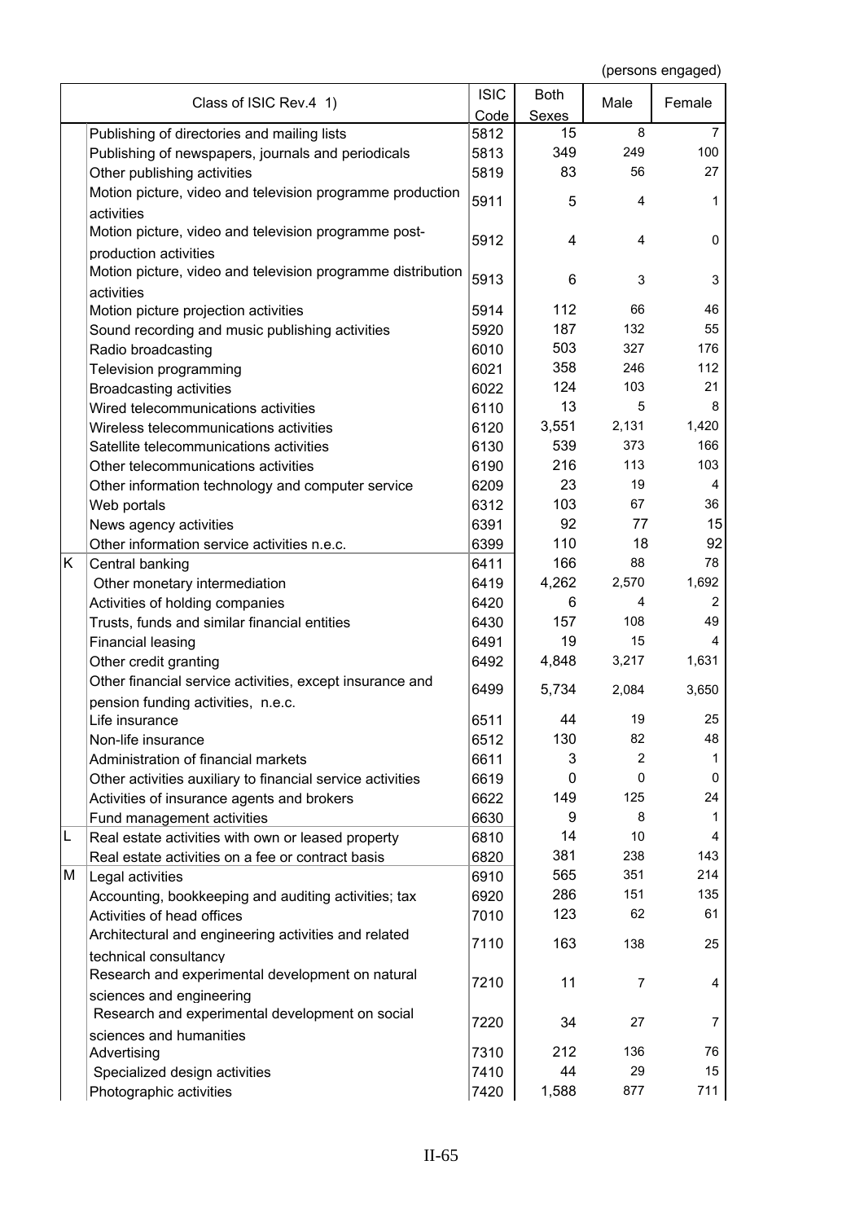(persons engaged)

| | Class of ISIC Rev.4 1) | ISIC Code | Both Sexes | Male | Female |
|---|---|---|---|---|---|
| | Publishing of directories and mailing lists | 5812 | 15 | 8 | 7 |
| | Publishing of newspapers, journals and periodicals | 5813 | 349 | 249 | 100 |
| | Other publishing activities | 5819 | 83 | 56 | 27 |
| | Motion picture, video and television programme production activities | 5911 | 5 | 4 | 1 |
| | Motion picture, video and television programme post-production activities | 5912 | 4 | 4 | 0 |
| | Motion picture, video and television programme distribution activities | 5913 | 6 | 3 | 3 |
| | Motion picture projection activities | 5914 | 112 | 66 | 46 |
| | Sound recording and music publishing activities | 5920 | 187 | 132 | 55 |
| | Radio broadcasting | 6010 | 503 | 327 | 176 |
| | Television programming | 6021 | 358 | 246 | 112 |
| | Broadcasting activities | 6022 | 124 | 103 | 21 |
| | Wired telecommunications activities | 6110 | 13 | 5 | 8 |
| | Wireless telecommunications activities | 6120 | 3,551 | 2,131 | 1,420 |
| | Satellite telecommunications activities | 6130 | 539 | 373 | 166 |
| | Other telecommunications activities | 6190 | 216 | 113 | 103 |
| | Other information technology and computer service | 6209 | 23 | 19 | 4 |
| | Web portals | 6312 | 103 | 67 | 36 |
| | News agency activities | 6391 | 92 | 77 | 15 |
| | Other information service activities n.e.c. | 6399 | 110 | 18 | 92 |
| K | Central banking | 6411 | 166 | 88 | 78 |
| | Other monetary intermediation | 6419 | 4,262 | 2,570 | 1,692 |
| | Activities of holding companies | 6420 | 6 | 4 | 2 |
| | Trusts, funds and similar financial entities | 6430 | 157 | 108 | 49 |
| | Financial leasing | 6491 | 19 | 15 | 4 |
| | Other credit granting | 6492 | 4,848 | 3,217 | 1,631 |
| | Other financial service activities, except insurance and pension funding activities, n.e.c. | 6499 | 5,734 | 2,084 | 3,650 |
| | Life insurance | 6511 | 44 | 19 | 25 |
| | Non-life insurance | 6512 | 130 | 82 | 48 |
| | Administration of financial markets | 6611 | 3 | 2 | 1 |
| | Other activities auxiliary to financial service activities | 6619 | 0 | 0 | 0 |
| | Activities of insurance agents and brokers | 6622 | 149 | 125 | 24 |
| | Fund management activities | 6630 | 9 | 8 | 1 |
| L | Real estate activities with own or leased property | 6810 | 14 | 10 | 4 |
| | Real estate activities on a fee or contract basis | 6820 | 381 | 238 | 143 |
| M | Legal activities | 6910 | 565 | 351 | 214 |
| | Accounting, bookkeeping and auditing activities; tax | 6920 | 286 | 151 | 135 |
| | Activities of head offices | 7010 | 123 | 62 | 61 |
| | Architectural and engineering activities and related technical consultancy | 7110 | 163 | 138 | 25 |
| | Research and experimental development on natural sciences and engineering | 7210 | 11 | 7 | 4 |
| | Research and experimental development on social sciences and humanities | 7220 | 34 | 27 | 7 |
| | Advertising | 7310 | 212 | 136 | 76 |
| | Specialized design activities | 7410 | 44 | 29 | 15 |
| | Photographic activities | 7420 | 1,588 | 877 | 711 |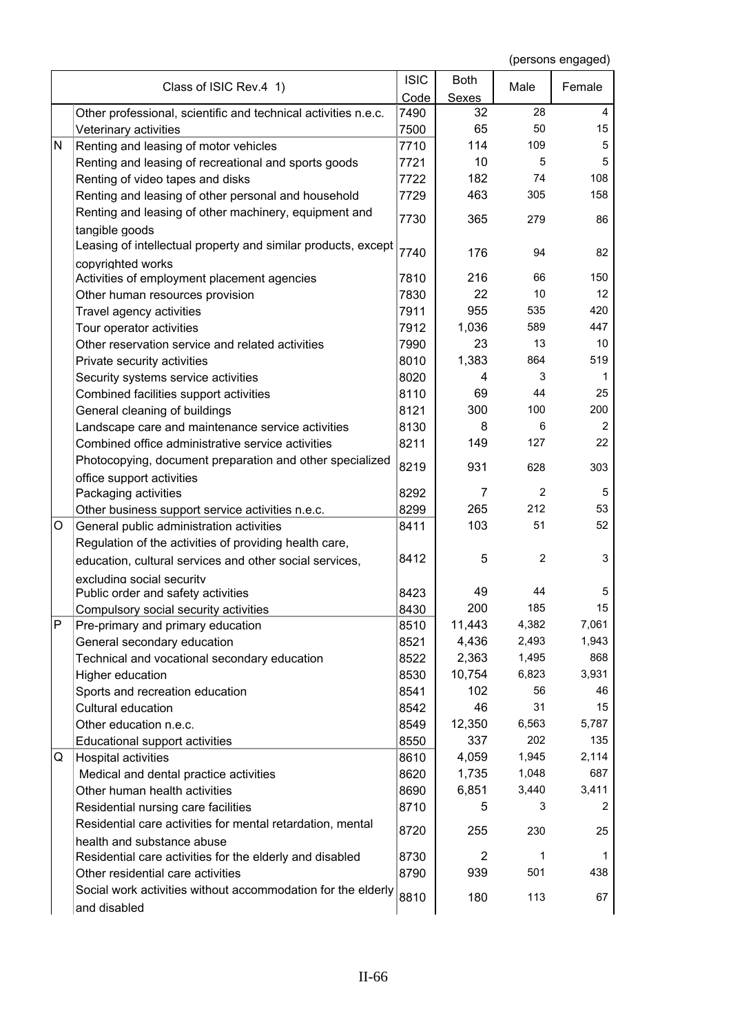(persons engaged)

| | Class of ISIC Rev.4 1) | ISIC Code | Both Sexes | Male | Female |
|---|---|---|---|---|---|
| | Other professional, scientific and technical activities n.e.c. | 7490 | 32 | 28 | 4 |
| | Veterinary activities | 7500 | 65 | 50 | 15 |
| N | Renting and leasing of motor vehicles | 7710 | 114 | 109 | 5 |
| | Renting and leasing of recreational and sports goods | 7721 | 10 | 5 | 5 |
| | Renting of video tapes and disks | 7722 | 182 | 74 | 108 |
| | Renting and leasing of other personal and household | 7729 | 463 | 305 | 158 |
| | Renting and leasing of other machinery, equipment and tangible goods | 7730 | 365 | 279 | 86 |
| | Leasing of intellectual property and similar products, except copyrighted works | 7740 | 176 | 94 | 82 |
| | Activities of employment placement agencies | 7810 | 216 | 66 | 150 |
| | Other human resources provision | 7830 | 22 | 10 | 12 |
| | Travel agency activities | 7911 | 955 | 535 | 420 |
| | Tour operator activities | 7912 | 1,036 | 589 | 447 |
| | Other reservation service and related activities | 7990 | 23 | 13 | 10 |
| | Private security activities | 8010 | 1,383 | 864 | 519 |
| | Security systems service activities | 8020 | 4 | 3 | 1 |
| | Combined facilities support activities | 8110 | 69 | 44 | 25 |
| | General cleaning of buildings | 8121 | 300 | 100 | 200 |
| | Landscape care and maintenance service activities | 8130 | 8 | 6 | 2 |
| | Combined office administrative service activities | 8211 | 149 | 127 | 22 |
| | Photocopying, document preparation and other specialized office support activities | 8219 | 931 | 628 | 303 |
| | Packaging activities | 8292 | 7 | 2 | 5 |
| | Other business support service activities n.e.c. | 8299 | 265 | 212 | 53 |
| O | General public administration activities | 8411 | 103 | 51 | 52 |
| | Regulation of the activities of providing health care, education, cultural services and other social services, excluding social security | 8412 | 5 | 2 | 3 |
| | Public order and safety activities | 8423 | 49 | 44 | 5 |
| | Compulsory social security activities | 8430 | 200 | 185 | 15 |
| P | Pre-primary and primary education | 8510 | 11,443 | 4,382 | 7,061 |
| | General secondary education | 8521 | 4,436 | 2,493 | 1,943 |
| | Technical and vocational secondary education | 8522 | 2,363 | 1,495 | 868 |
| | Higher education | 8530 | 10,754 | 6,823 | 3,931 |
| | Sports and recreation education | 8541 | 102 | 56 | 46 |
| | Cultural education | 8542 | 46 | 31 | 15 |
| | Other education n.e.c. | 8549 | 12,350 | 6,563 | 5,787 |
| | Educational support activities | 8550 | 337 | 202 | 135 |
| Q | Hospital activities | 8610 | 4,059 | 1,945 | 2,114 |
| | Medical and dental practice activities | 8620 | 1,735 | 1,048 | 687 |
| | Other human health activities | 8690 | 6,851 | 3,440 | 3,411 |
| | Residential nursing care facilities | 8710 | 5 | 3 | 2 |
| | Residential care activities for mental retardation, mental health and substance abuse | 8720 | 255 | 230 | 25 |
| | Residential care activities for the elderly and disabled | 8730 | 2 | 1 | 1 |
| | Other residential care activities | 8790 | 939 | 501 | 438 |
| | Social work activities without accommodation for the elderly and disabled | 8810 | 180 | 113 | 67 |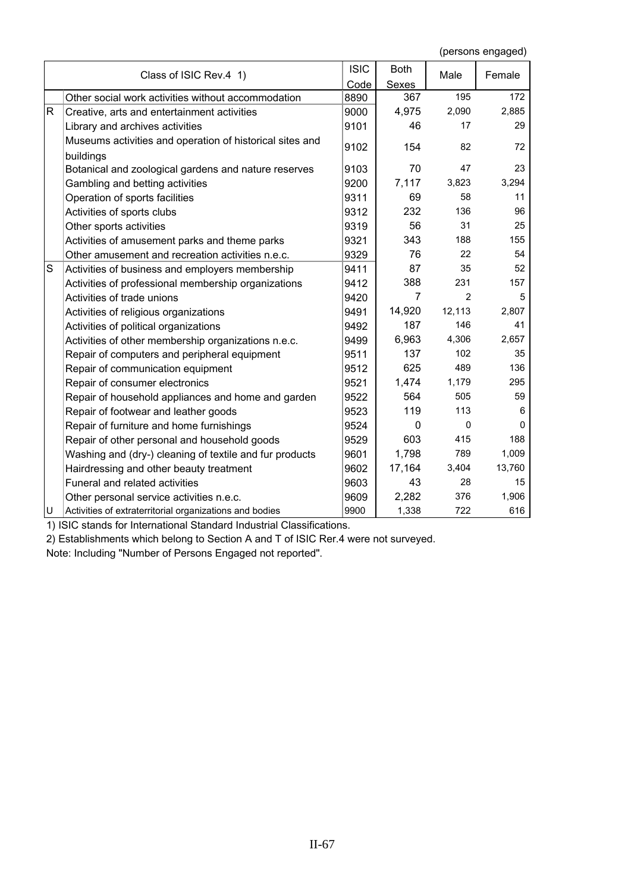(persons engaged)

| | Class of ISIC Rev.4 1) | ISIC Code | Both Sexes | Male | Female |
|---|---|---|---|---|---|
| | Other social work activities without accommodation | 8890 | 367 | 195 | 172 |
| R | Creative, arts and entertainment activities | 9000 | 4,975 | 2,090 | 2,885 |
| | Library and archives activities | 9101 | 46 | 17 | 29 |
| | Museums activities and operation of historical sites and buildings | 9102 | 154 | 82 | 72 |
| | Botanical and zoological gardens and nature reserves | 9103 | 70 | 47 | 23 |
| | Gambling and betting activities | 9200 | 7,117 | 3,823 | 3,294 |
| | Operation of sports facilities | 9311 | 69 | 58 | 11 |
| | Activities of sports clubs | 9312 | 232 | 136 | 96 |
| | Other sports activities | 9319 | 56 | 31 | 25 |
| | Activities of amusement parks and theme parks | 9321 | 343 | 188 | 155 |
| | Other amusement and recreation activities n.e.c. | 9329 | 76 | 22 | 54 |
| S | Activities of business and employers membership | 9411 | 87 | 35 | 52 |
| | Activities of professional membership organizations | 9412 | 388 | 231 | 157 |
| | Activities of trade unions | 9420 | 7 | 2 | 5 |
| | Activities of religious organizations | 9491 | 14,920 | 12,113 | 2,807 |
| | Activities of political organizations | 9492 | 187 | 146 | 41 |
| | Activities of other membership organizations n.e.c. | 9499 | 6,963 | 4,306 | 2,657 |
| | Repair of computers and peripheral equipment | 9511 | 137 | 102 | 35 |
| | Repair of communication equipment | 9512 | 625 | 489 | 136 |
| | Repair of consumer electronics | 9521 | 1,474 | 1,179 | 295 |
| | Repair of household appliances and home and garden | 9522 | 564 | 505 | 59 |
| | Repair of footwear and leather goods | 9523 | 119 | 113 | 6 |
| | Repair of furniture and home furnishings | 9524 | 0 | 0 | 0 |
| | Repair of other personal and household goods | 9529 | 603 | 415 | 188 |
| | Washing and (dry-) cleaning of textile and fur products | 9601 | 1,798 | 789 | 1,009 |
| | Hairdressing and other beauty treatment | 9602 | 17,164 | 3,404 | 13,760 |
| | Funeral and related activities | 9603 | 43 | 28 | 15 |
| | Other personal service activities n.e.c. | 9609 | 2,282 | 376 | 1,906 |
| U | Activities of extraterritorial organizations and bodies | 9900 | 1,338 | 722 | 616 |

1) ISIC stands for International Standard Industrial Classifications.

2) Establishments which belong to Section A and T of ISIC Rer.4 were not surveyed.

Note: Including "Number of Persons Engaged not reported".